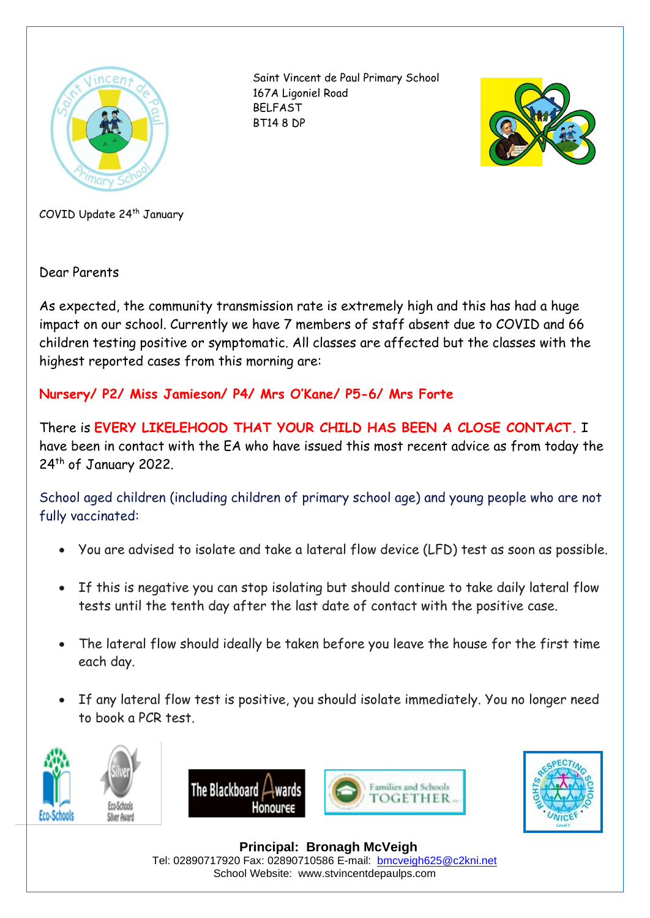Saint Vincent de Paul Primary School
167A Ligoniel Road
BELFAST
BT14 8 DP

COVID Update 24th January

Dear Parents

As expected, the community transmission rate is extremely high and this has had a huge impact on our school. Currently we have 7 members of staff absent due to COVID and 66 children testing positive or symptomatic. All classes are affected but the classes with the highest reported cases from this morning are:

**Nursery/ P2/ Miss Jamieson/ P4/ Mrs O'Kane/ P5-6/ Mrs Forte**

There is **EVERY LIKELEHOOD THAT YOUR CHILD HAS BEEN A CLOSE CONTACT.** I have been in contact with the EA who have issued this most recent advice as from today the 24th of January 2022.

School aged children (including children of primary school age) and young people who are not fully vaccinated:

- You are advised to isolate and take a lateral flow device (LFD) test as soon as possible.
- If this is negative you can stop isolating but should continue to take daily lateral flow tests until the tenth day after the last date of contact with the positive case.
- The lateral flow should ideally be taken before you leave the house for the first time each day.
- If any lateral flow test is positive, you should isolate immediately. You no longer need to book a PCR test.

**Principal: Bronagh McVeigh**
Tel: 02890717920 Fax: 02890710586 E-mail: bmcveigh625@c2kni.net
School Website: www.stvincentdepaulps.com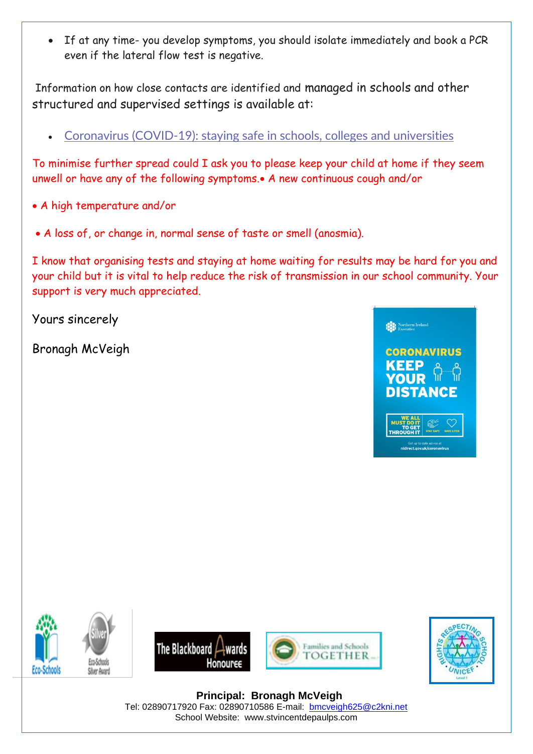- If at any time- you develop symptoms, you should isolate immediately and book a PCR even if the lateral flow test is negative.

Information on how close contacts are identified and managed in schools and other structured and supervised settings is available at:

- [Coronavirus (COVID-19): staying safe in schools, colleges and universities]

To minimise further spread could I ask you to please keep your child at home if they seem unwell or have any of the following symptoms.• A new continuous cough and/or

• A high temperature and/or

• A loss of, or change in, normal sense of taste or smell (anosmia).

I know that organising tests and staying at home waiting for results may be hard for you and your child but it is vital to help reduce the risk of transmission in our school community. Your support is very much appreciated.

Yours sincerely

Bronagh McVeigh

**Principal: Bronagh McVeigh**
Tel: 02890717920 Fax: 02890710586 E-mail: bmcveigh625@c2kni.net
School Website: www.stvincentdepaulps.com